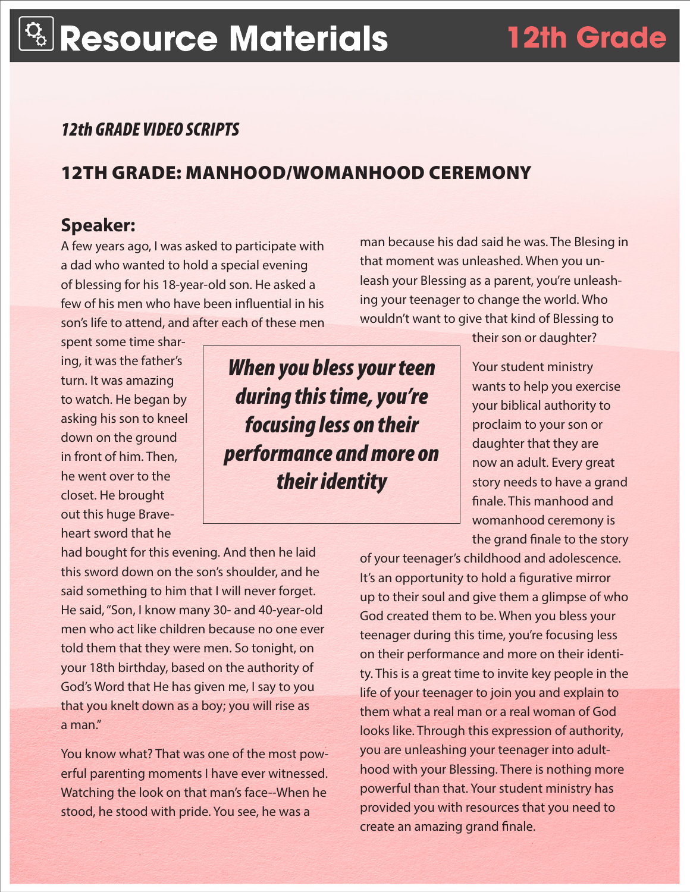# Resource Materials 12th Grade

***12th GRADE VIDEO SCRIPTS***

## 12TH GRADE: MANHOOD/WOMANHOOD CEREMONY

### Speaker:

A few years ago, I was asked to participate with a dad who wanted to hold a special evening of blessing for his 18-year-old son. He asked a few of his men who have been influential in his son's life to attend, and after each of these men spent some time sharing, it was the father's turn. It was amazing to watch. He began by asking his son to kneel down on the ground in front of him. Then, he went over to the closet. He brought out this huge Braveheart sword that he had bought for this evening. And then he laid this sword down on the son's shoulder, and he said something to him that I will never forget. He said, "Son, I know many 30- and 40-year-old men who act like children because no one ever told them that they were men. So tonight, on your 18th birthday, based on the authority of God's Word that He has given me, I say to you that you knelt down as a boy; you will rise as a man."

You know what? That was one of the most powerful parenting moments I have ever witnessed. Watching the look on that man's face--When he stood, he stood with pride. You see, he was a man because his dad said he was. The Blesing in that moment was unleashed. When you unleash your Blessing as a parent, you're unleashing your teenager to change the world. Who wouldn't want to give that kind of Blessing to their son or daughter?

> ***When you bless your teen during this time, you're focusing less on their performance and more on their identity***

Your student ministry wants to help you exercise your biblical authority to proclaim to your son or daughter that they are now an adult. Every great story needs to have a grand finale. This manhood and womanhood ceremony is the grand finale to the story of your teenager's childhood and adolescence. It's an opportunity to hold a figurative mirror up to their soul and give them a glimpse of who God created them to be. When you bless your teenager during this time, you're focusing less on their performance and more on their identity. This is a great time to invite key people in the life of your teenager to join you and explain to them what a real man or a real woman of God looks like. Through this expression of authority, you are unleashing your teenager into adulthood with your Blessing. There is nothing more powerful than that. Your student ministry has provided you with resources that you need to create an amazing grand finale.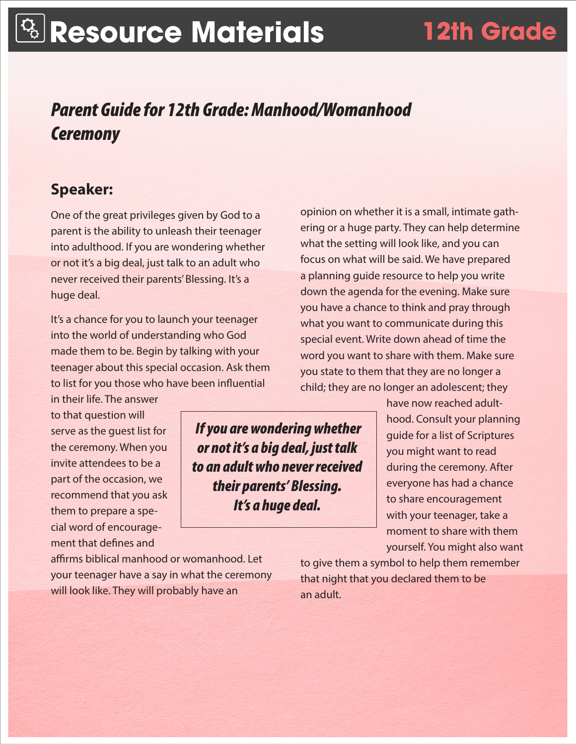# Resource Materials — 12th Grade

## *Parent Guide for 12th Grade: Manhood/Womanhood Ceremony*

### Speaker:

One of the great privileges given by God to a parent is the ability to unleash their teenager into adulthood. If you are wondering whether or not it's a big deal, just talk to an adult who never received their parents' Blessing. It's a huge deal.

It's a chance for you to launch your teenager into the world of understanding who God made them to be. Begin by talking with your teenager about this special occasion. Ask them to list for you those who have been influential in their life. The answer to that question will serve as the guest list for the ceremony. When you invite attendees to be a part of the occasion, we recommend that you ask them to prepare a special word of encouragement that defines and affirms biblical manhood or womanhood. Let your teenager have a say in what the ceremony will look like. They will probably have an opinion on whether it is a small, intimate gathering or a huge party. They can help determine what the setting will look like, and you can focus on what will be said. We have prepared a planning guide resource to help you write down the agenda for the evening. Make sure you have a chance to think and pray through what you want to communicate during this special event. Write down ahead of time the word you want to share with them. Make sure you state to them that they are no longer a child; they are no longer an adolescent; they have now reached adulthood. Consult your planning guide for a list of Scriptures you might want to read during the ceremony. After everyone has had a chance to share encouragement with your teenager, take a moment to share with them yourself. You might also want to give them a symbol to help them remember that night that you declared them to be an adult.

> ***If you are wondering whether or not it's a big deal, just talk to an adult who never received their parents' Blessing. It's a huge deal.***